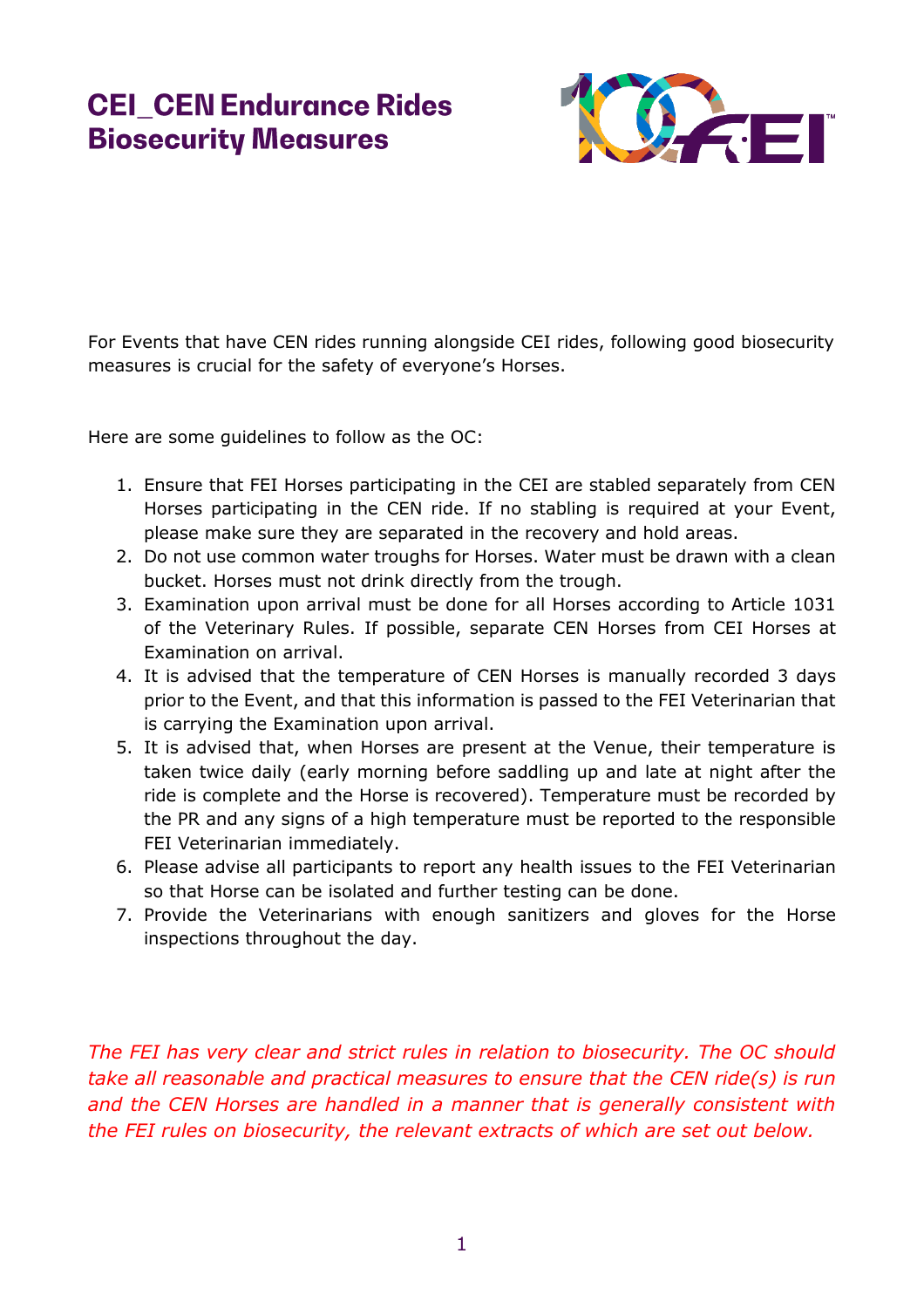# CEI_CEN Endurance Rides Biosecurity Measures

For Events that have CEN rides running alongside CEI rides, following good biosecurity measures is crucial for the safety of everyone's Horses.

Here are some guidelines to follow as the OC:

1. Ensure that FEI Horses participating in the CEI are stabled separately from CEN Horses participating in the CEN ride. If no stabling is required at your Event, please make sure they are separated in the recovery and hold areas.
2. Do not use common water troughs for Horses. Water must be drawn with a clean bucket. Horses must not drink directly from the trough.
3. Examination upon arrival must be done for all Horses according to Article 1031 of the Veterinary Rules. If possible, separate CEN Horses from CEI Horses at Examination on arrival.
4. It is advised that the temperature of CEN Horses is manually recorded 3 days prior to the Event, and that this information is passed to the FEI Veterinarian that is carrying the Examination upon arrival.
5. It is advised that, when Horses are present at the Venue, their temperature is taken twice daily (early morning before saddling up and late at night after the ride is complete and the Horse is recovered). Temperature must be recorded by the PR and any signs of a high temperature must be reported to the responsible FEI Veterinarian immediately.
6. Please advise all participants to report any health issues to the FEI Veterinarian so that Horse can be isolated and further testing can be done.
7. Provide the Veterinarians with enough sanitizers and gloves for the Horse inspections throughout the day.

*The FEI has very clear and strict rules in relation to biosecurity. The OC should take all reasonable and practical measures to ensure that the CEN ride(s) is run and the CEN Horses are handled in a manner that is generally consistent with the FEI rules on biosecurity, the relevant extracts of which are set out below.*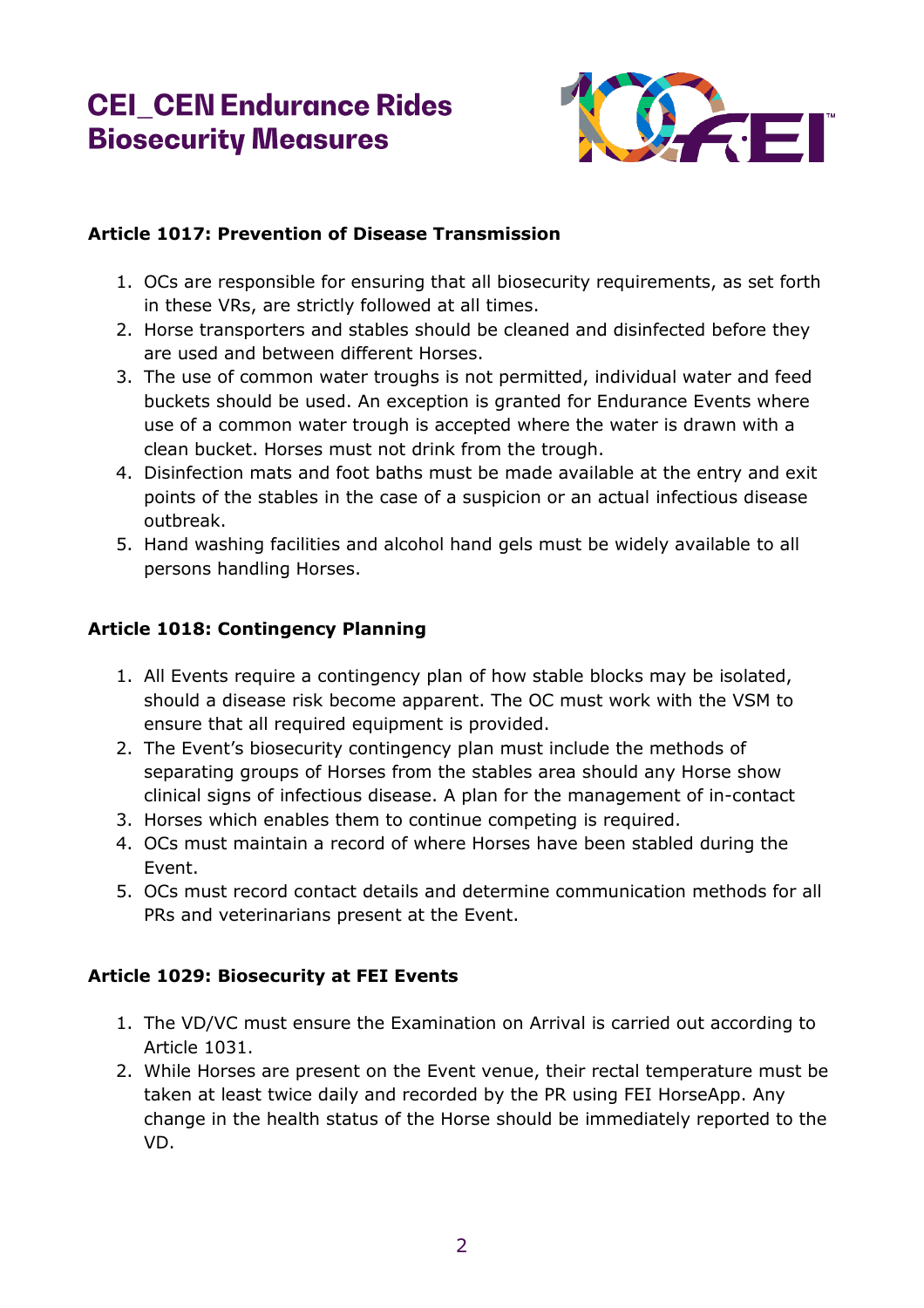# CEI_CEN Endurance Rides Biosecurity Measures

**Article 1017: Prevention of Disease Transmission**

1. OCs are responsible for ensuring that all biosecurity requirements, as set forth in these VRs, are strictly followed at all times.
2. Horse transporters and stables should be cleaned and disinfected before they are used and between different Horses.
3. The use of common water troughs is not permitted, individual water and feed buckets should be used. An exception is granted for Endurance Events where use of a common water trough is accepted where the water is drawn with a clean bucket. Horses must not drink from the trough.
4. Disinfection mats and foot baths must be made available at the entry and exit points of the stables in the case of a suspicion or an actual infectious disease outbreak.
5. Hand washing facilities and alcohol hand gels must be widely available to all persons handling Horses.

**Article 1018: Contingency Planning**

1. All Events require a contingency plan of how stable blocks may be isolated, should a disease risk become apparent. The OC must work with the VSM to ensure that all required equipment is provided.
2. The Event's biosecurity contingency plan must include the methods of separating groups of Horses from the stables area should any Horse show clinical signs of infectious disease. A plan for the management of in-contact
3. Horses which enables them to continue competing is required.
4. OCs must maintain a record of where Horses have been stabled during the Event.
5. OCs must record contact details and determine communication methods for all PRs and veterinarians present at the Event.

**Article 1029: Biosecurity at FEI Events**

1. The VD/VC must ensure the Examination on Arrival is carried out according to Article 1031.
2. While Horses are present on the Event venue, their rectal temperature must be taken at least twice daily and recorded by the PR using FEI HorseApp. Any change in the health status of the Horse should be immediately reported to the VD.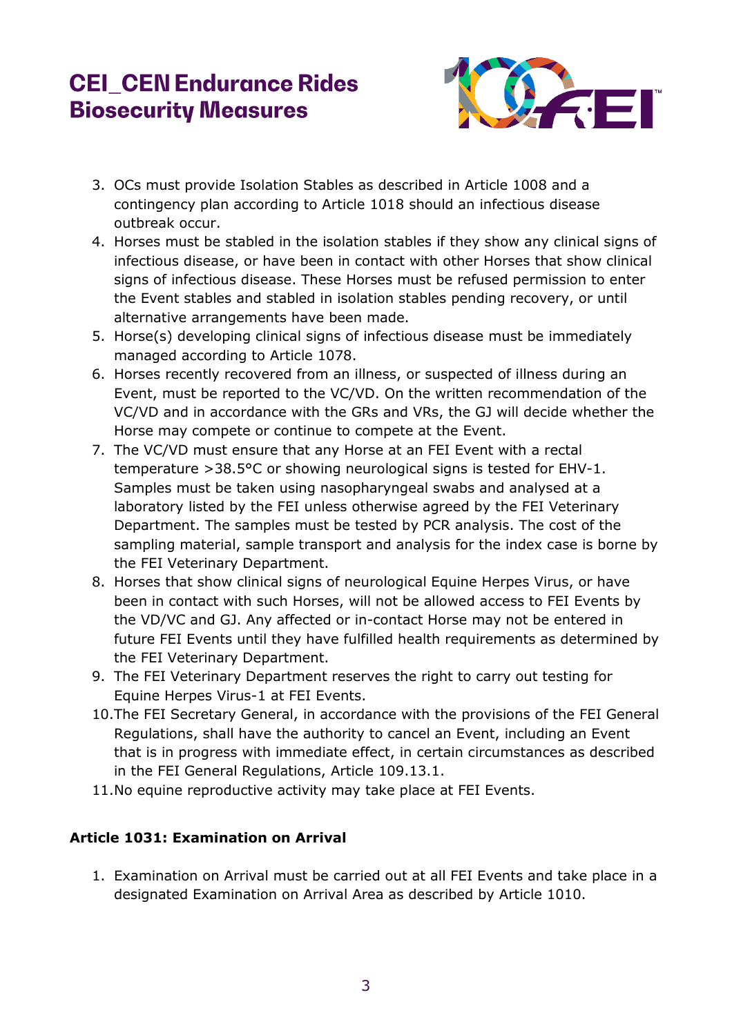3. OCs must provide Isolation Stables as described in Article 1008 and a contingency plan according to Article 1018 should an infectious disease outbreak occur.
4. Horses must be stabled in the isolation stables if they show any clinical signs of infectious disease, or have been in contact with other Horses that show clinical signs of infectious disease. These Horses must be refused permission to enter the Event stables and stabled in isolation stables pending recovery, or until alternative arrangements have been made.
5. Horse(s) developing clinical signs of infectious disease must be immediately managed according to Article 1078.
6. Horses recently recovered from an illness, or suspected of illness during an Event, must be reported to the VC/VD. On the written recommendation of the VC/VD and in accordance with the GRs and VRs, the GJ will decide whether the Horse may compete or continue to compete at the Event.
7. The VC/VD must ensure that any Horse at an FEI Event with a rectal temperature >38.5°C or showing neurological signs is tested for EHV-1. Samples must be taken using nasopharyngeal swabs and analysed at a laboratory listed by the FEI unless otherwise agreed by the FEI Veterinary Department. The samples must be tested by PCR analysis. The cost of the sampling material, sample transport and analysis for the index case is borne by the FEI Veterinary Department.
8. Horses that show clinical signs of neurological Equine Herpes Virus, or have been in contact with such Horses, will not be allowed access to FEI Events by the VD/VC and GJ. Any affected or in-contact Horse may not be entered in future FEI Events until they have fulfilled health requirements as determined by the FEI Veterinary Department.
9. The FEI Veterinary Department reserves the right to carry out testing for Equine Herpes Virus-1 at FEI Events.
10. The FEI Secretary General, in accordance with the provisions of the FEI General Regulations, shall have the authority to cancel an Event, including an Event that is in progress with immediate effect, in certain circumstances as described in the FEI General Regulations, Article 109.13.1.
11. No equine reproductive activity may take place at FEI Events.

**Article 1031: Examination on Arrival**

1. Examination on Arrival must be carried out at all FEI Events and take place in a designated Examination on Arrival Area as described by Article 1010.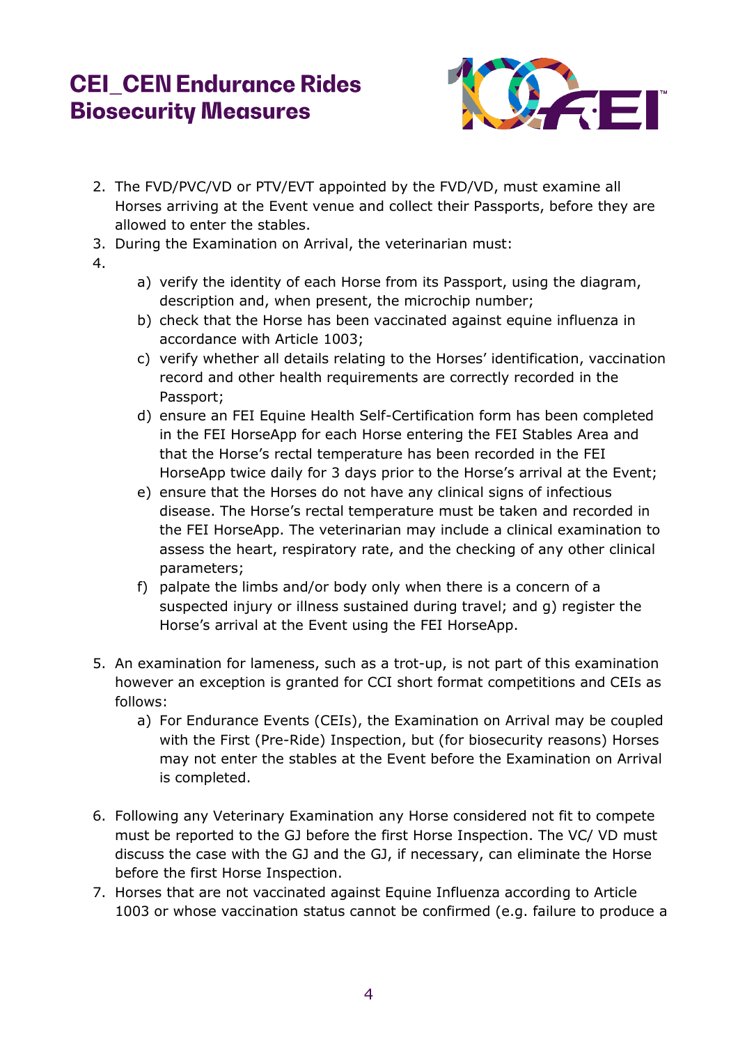2. The FVD/PVC/VD or PTV/EVT appointed by the FVD/VD, must examine all Horses arriving at the Event venue and collect their Passports, before they are allowed to enter the stables.
3. During the Examination on Arrival, the veterinarian must:
4. 
    a) verify the identity of each Horse from its Passport, using the diagram, description and, when present, the microchip number;
    b) check that the Horse has been vaccinated against equine influenza in accordance with Article 1003;
    c) verify whether all details relating to the Horses' identification, vaccination record and other health requirements are correctly recorded in the Passport;
    d) ensure an FEI Equine Health Self-Certification form has been completed in the FEI HorseApp for each Horse entering the FEI Stables Area and that the Horse's rectal temperature has been recorded in the FEI HorseApp twice daily for 3 days prior to the Horse's arrival at the Event;
    e) ensure that the Horses do not have any clinical signs of infectious disease. The Horse's rectal temperature must be taken and recorded in the FEI HorseApp. The veterinarian may include a clinical examination to assess the heart, respiratory rate, and the checking of any other clinical parameters;
    f) palpate the limbs and/or body only when there is a concern of a suspected injury or illness sustained during travel; and g) register the Horse's arrival at the Event using the FEI HorseApp.

5. An examination for lameness, such as a trot-up, is not part of this examination however an exception is granted for CCI short format competitions and CEIs as follows:
    a) For Endurance Events (CEIs), the Examination on Arrival may be coupled with the First (Pre-Ride) Inspection, but (for biosecurity reasons) Horses may not enter the stables at the Event before the Examination on Arrival is completed.

6. Following any Veterinary Examination any Horse considered not fit to compete must be reported to the GJ before the first Horse Inspection. The VC/ VD must discuss the case with the GJ and the GJ, if necessary, can eliminate the Horse before the first Horse Inspection.
7. Horses that are not vaccinated against Equine Influenza according to Article 1003 or whose vaccination status cannot be confirmed (e.g. failure to produce a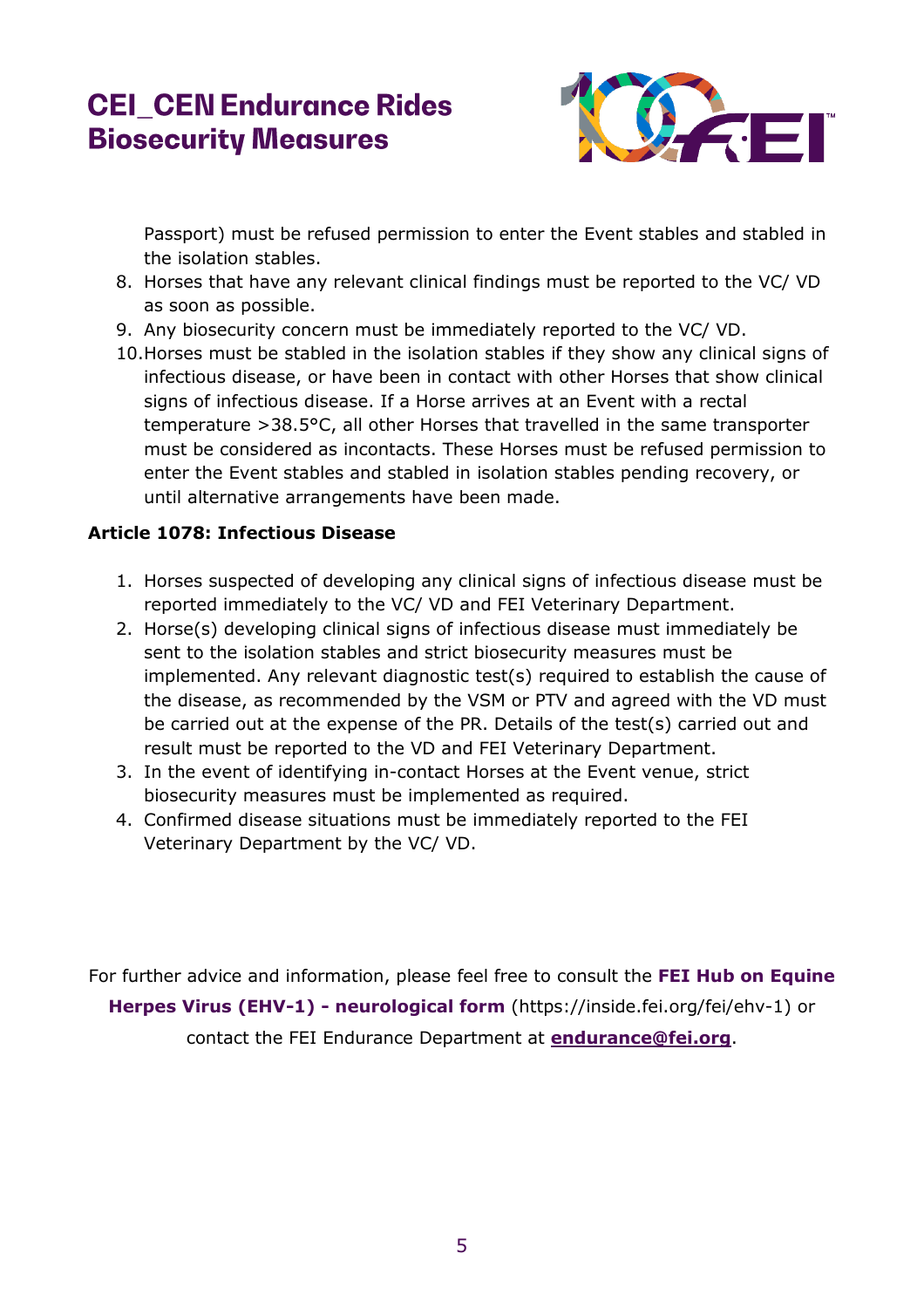Passport) must be refused permission to enter the Event stables and stabled in the isolation stables.

8. Horses that have any relevant clinical findings must be reported to the VC/ VD as soon as possible.
9. Any biosecurity concern must be immediately reported to the VC/ VD.
10. Horses must be stabled in the isolation stables if they show any clinical signs of infectious disease, or have been in contact with other Horses that show clinical signs of infectious disease. If a Horse arrives at an Event with a rectal temperature >38.5°C, all other Horses that travelled in the same transporter must be considered as incontacts. These Horses must be refused permission to enter the Event stables and stabled in isolation stables pending recovery, or until alternative arrangements have been made.

**Article 1078: Infectious Disease**

1. Horses suspected of developing any clinical signs of infectious disease must be reported immediately to the VC/ VD and FEI Veterinary Department.
2. Horse(s) developing clinical signs of infectious disease must immediately be sent to the isolation stables and strict biosecurity measures must be implemented. Any relevant diagnostic test(s) required to establish the cause of the disease, as recommended by the VSM or PTV and agreed with the VD must be carried out at the expense of the PR. Details of the test(s) carried out and result must be reported to the VD and FEI Veterinary Department.
3. In the event of identifying in-contact Horses at the Event venue, strict biosecurity measures must be implemented as required.
4. Confirmed disease situations must be immediately reported to the FEI Veterinary Department by the VC/ VD.

For further advice and information, please feel free to consult the **FEI Hub on Equine Herpes Virus (EHV-1) - neurological form** (https://inside.fei.org/fei/ehv-1) or contact the FEI Endurance Department at **endurance@fei.org**.